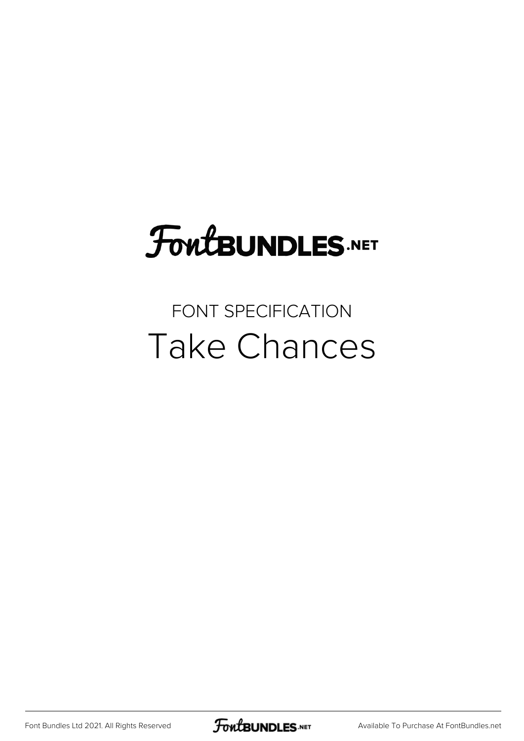FontBUNDLES.NET

FONT SPECIFICATION

# Take Chances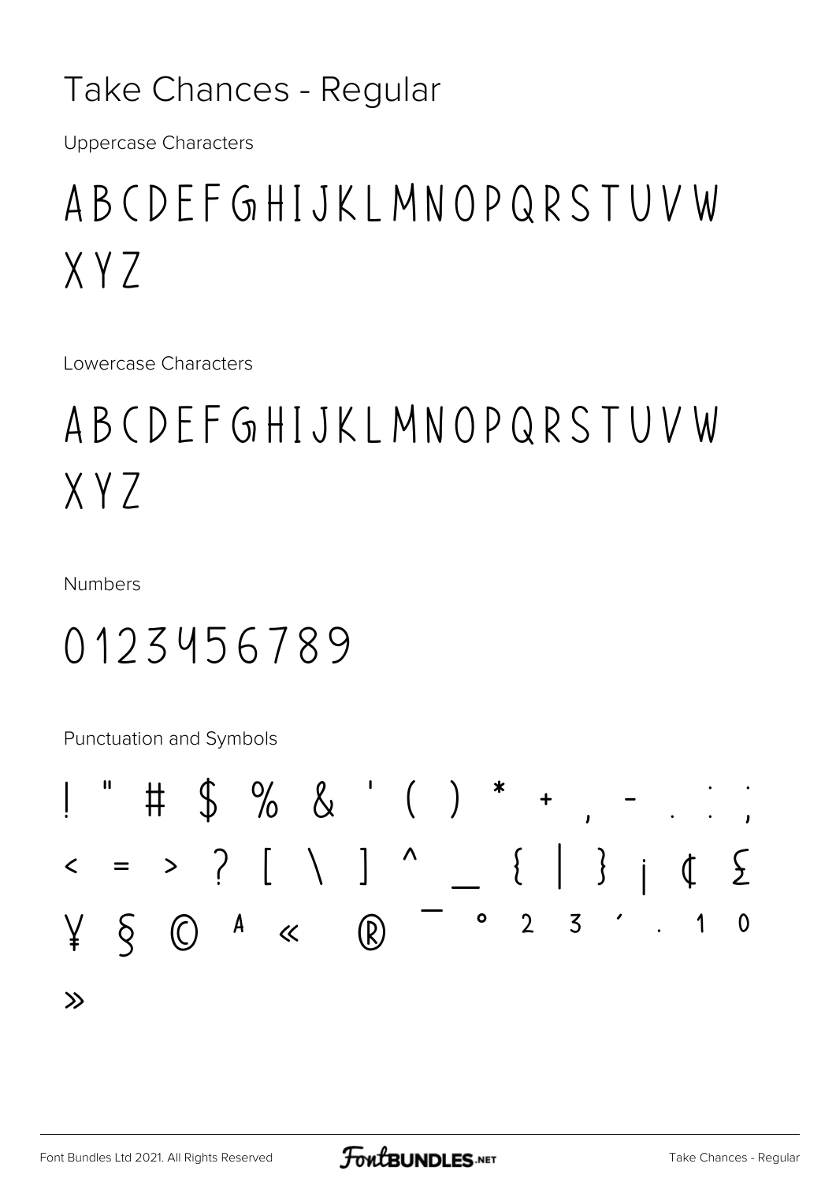# Take Chances - Regular

Uppercase Characters

ABCDEFGHIJKLMNOPQRSTUVW
XYZ

Lowercase Characters

ABCDEFGHIJKLMNOPQRSTUVW
XYZ

Numbers

0123456789

Punctuation and Symbols

! " # $ % & ' ( ) * + , - . : ;
< = > ? [ \ ] ^ _ { | } ¡ ¢ £
¥ § © ª « ® ¯ ° ² ³ ´ · ¹ º
»

Font Bundles Ltd 2021. All Rights Reserved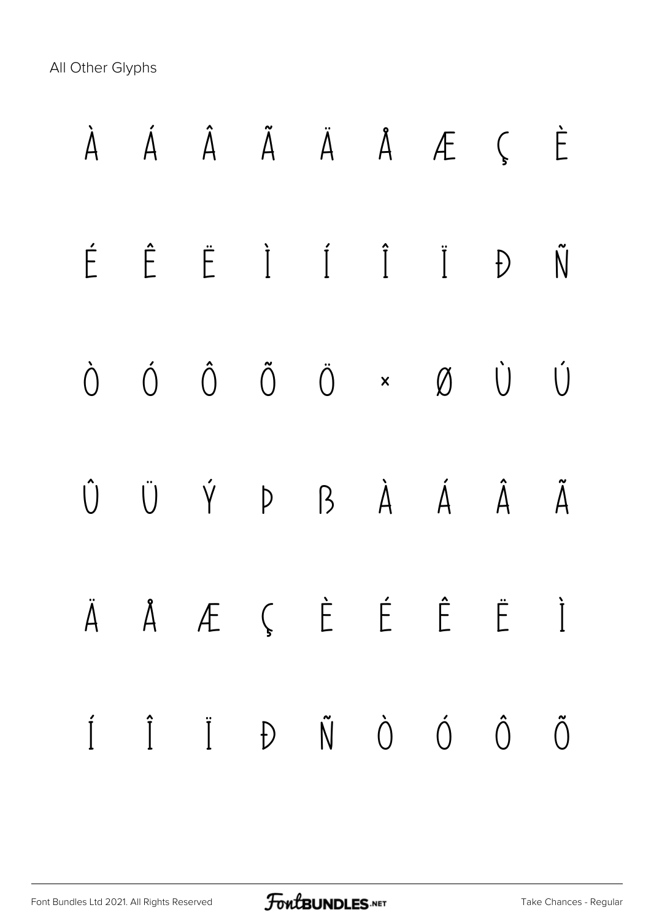All Other Glyphs

À Á Â Ã Ä Å Æ Ç È

É Ê Ë Ì Í Î Ï Ð Ñ

Ò Ó Ô Õ Ö × Ø Ù Ú

Û Ü Ý Þ ß à á â ã

ä å æ ç è é ê ë ì

í î ï ð ñ ò ó ô õ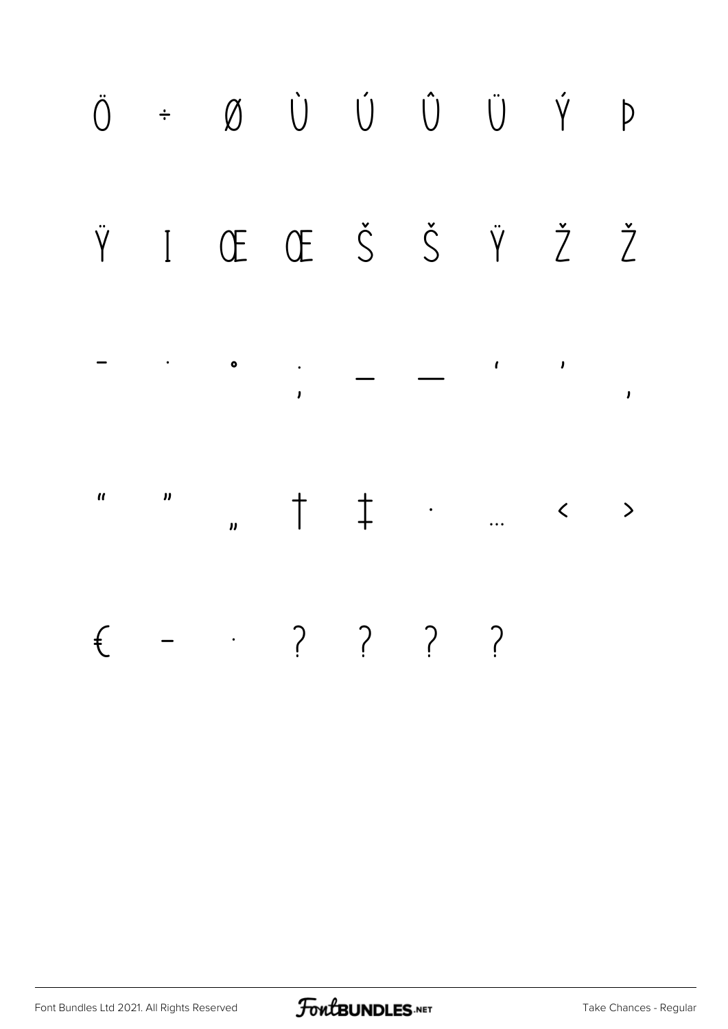Ö ÷ Ø Ù Ú Û Ü Ý Þ

Ÿ I Œ Œ Š Š Ÿ Ž Ž

- · ˚ ; _ — ' ' ,

" " „ † ‡ · … ‹ ›

€ - · ? ? ? ?